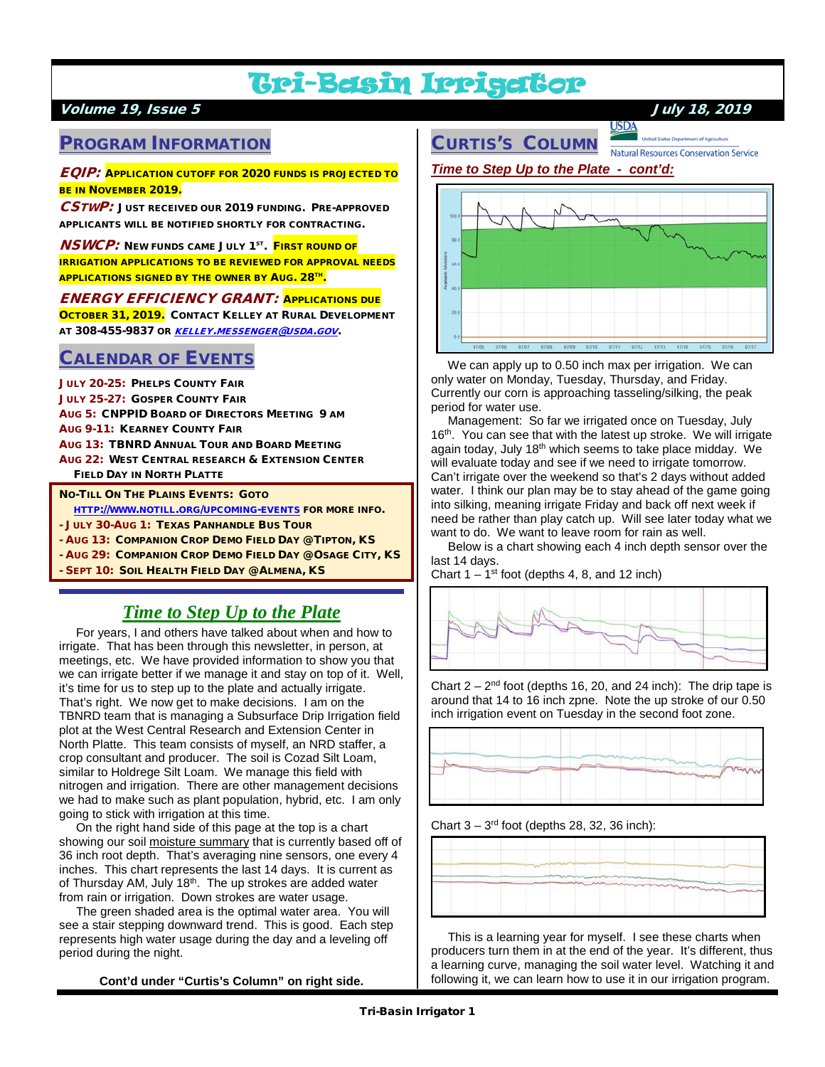# Tri-Basin Irrigator

***Volume 19, Issue 5*** ***July 18, 2019***

## Program Information

***EQIP:*** **Application cutoff for 2020 funds is projected to be in November 2019.**

***CSTWP:*** **Just received our 2019 funding. Pre-approved applicants will be notified shortly for contracting.**

***NSWCP:*** **New funds came July 1st. First round of irrigation applications to be reviewed for approval needs applications signed by the owner by Aug. 28th.**

***ENERGY EFFICIENCY GRANT:*** **Applications due October 31, 2019. Contact Kelley at Rural Development at 308-455-9837 or *kelley.messenger@usda.gov*.**

## Calendar of Events

**July 20-25: Phelps County Fair**
**July 25-27: Gosper County Fair**
**Aug 5: CNPPID Board of Directors Meeting 9 am**
**Aug 9-11: Kearney County Fair**
**Aug 13: TBNRD Annual Tour and Board Meeting**
**Aug 22: West Central Research & Extension Center Field Day in North Platte**

**No-Till On The Plains Events: Goto http://www.notill.org/upcoming-events for more info.**
- **July 30-Aug 1: Texas Panhandle Bus Tour**
- **Aug 13: Companion Crop Demo Field Day @Tipton, KS**
- **Aug 29: Companion Crop Demo Field Day @Osage City, KS**
- **Sept 10: Soil Health Field Day @Almena, KS**

## *Time to Step Up to the Plate*

For years, I and others have talked about when and how to irrigate. That has been through this newsletter, in person, at meetings, etc. We have provided information to show you that we can irrigate better if we manage it and stay on top of it. Well, it's time for us to step up to the plate and actually irrigate. That's right. We now get to make decisions. I am on the TBNRD team that is managing a Subsurface Drip Irrigation field plot at the West Central Research and Extension Center in North Platte. This team consists of myself, an NRD staffer, a crop consultant and producer. The soil is Cozad Silt Loam, similar to Holdrege Silt Loam. We manage this field with nitrogen and irrigation. There are other management decisions we had to make such as plant population, hybrid, etc. I am only going to stick with irrigation at this time.

On the right hand side of this page at the top is a chart showing our soil moisture summary that is currently based off of 36 inch root depth. That's averaging nine sensors, one every 4 inches. This chart represents the last 14 days. It is current as of Thursday AM, July 18th. The up strokes are added water from rain or irrigation. Down strokes are water usage.

The green shaded area is the optimal water area. You will see a stair stepping downward trend. This is good. Each step represents high water usage during the day and a leveling off period during the night.

**Cont'd under "Curtis's Column" on right side.**

## Curtis's Column

USDA Natural Resources Conservation Service

***Time to Step Up to the Plate - cont'd:***

We can apply up to 0.50 inch max per irrigation. We can only water on Monday, Tuesday, Thursday, and Friday. Currently our corn is approaching tasseling/silking, the peak period for water use.

Management: So far we irrigated once on Tuesday, July 16th. You can see that with the latest up stroke. We will irrigate again today, July 18th which seems to take place midday. We will evaluate today and see if we need to irrigate tomorrow. Can't irrigate over the weekend so that's 2 days without added water. I think our plan may be to stay ahead of the game going into silking, meaning irrigate Friday and back off next week if need be rather than play catch up. Will see later today what we want to do. We want to leave room for rain as well.

Below is a chart showing each 4 inch depth sensor over the last 14 days.

Chart 1 – 1st foot (depths 4, 8, and 12 inch)

Chart 2 – 2nd foot (depths 16, 20, and 24 inch): The drip tape is around that 14 to 16 inch zpne. Note the up stroke of our 0.50 inch irrigation event on Tuesday in the second foot zone.

Chart 3 – 3rd foot (depths 28, 32, 36 inch):

This is a learning year for myself. I see these charts when producers turn them in at the end of the year. It's different, thus a learning curve, managing the soil water level. Watching it and following it, we can learn how to use it in our irrigation program.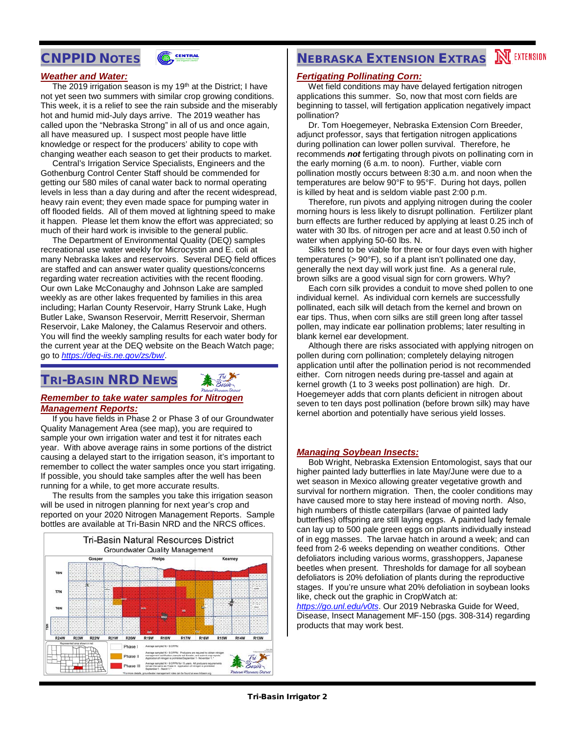## CNPPID Notes

### *Weather and Water:*

The 2019 irrigation season is my 19th at the District; I have not yet seen two summers with similar crop growing conditions. This week, it is a relief to see the rain subside and the miserably hot and humid mid-July days arrive. The 2019 weather has called upon the "Nebraska Strong" in all of us and once again, all have measured up. I suspect most people have little knowledge or respect for the producers' ability to cope with changing weather each season to get their products to market.

Central's Irrigation Service Specialists, Engineers and the Gothenburg Control Center Staff should be commended for getting our 580 miles of canal water back to normal operating levels in less than a day during and after the recent widespread, heavy rain event; they even made space for pumping water in off flooded fields. All of them moved at lightning speed to make it happen. Please let them know the effort was appreciated; so much of their hard work is invisible to the general public.

The Department of Environmental Quality (DEQ) samples recreational use water weekly for Microcystin and E. coli at many Nebraska lakes and reservoirs. Several DEQ field offices are staffed and can answer water quality questions/concerns regarding water recreation activities with the recent flooding. Our own Lake McConaughy and Johnson Lake are sampled weekly as are other lakes frequented by families in this area including; Harlan County Reservoir, Harry Strunk Lake, Hugh Butler Lake, Swanson Reservoir, Merritt Reservoir, Sherman Reservoir, Lake Maloney, the Calamus Reservoir and others. You will find the weekly sampling results for each water body for the current year at the DEQ website on the Beach Watch page; go to *https://deq-iis.ne.gov/zs/bw/*.

## Tri-Basin NRD News

### *Remember to take water samples for Nitrogen Management Reports:*

If you have fields in Phase 2 or Phase 3 of our Groundwater Quality Management Area (see map), you are required to sample your own irrigation water and test it for nitrates each year. With above average rains in some portions of the district causing a delayed start to the irrigation season, it's important to remember to collect the water samples once you start irrigating. If possible, you should take samples after the well has been running for a while, to get more accurate results.

The results from the samples you take this irrigation season will be used in nitrogen planning for next year's crop and reported on your 2020 Nitrogen Management Reports. Sample bottles are available at Tri-Basin NRD and the NRCS offices.

Tri-Basin Natural Resources District
Groundwater Quality Management

## Nebraska Extension Extras

### *Fertigating Pollinating Corn:*

Wet field conditions may have delayed fertigation nitrogen applications this summer. So, now that most corn fields are beginning to tassel, will fertigation application negatively impact pollination?

Dr. Tom Hoegemeyer, Nebraska Extension Corn Breeder, adjunct professor, says that fertigation nitrogen applications during pollination can lower pollen survival. Therefore, he recommends ***not*** fertigating through pivots on pollinating corn in the early morning (6 a.m. to noon). Further, viable corn pollination mostly occurs between 8:30 a.m. and noon when the temperatures are below 90°F to 95°F. During hot days, pollen is killed by heat and is seldom viable past 2:00 p.m.

Therefore, run pivots and applying nitrogen during the cooler morning hours is less likely to disrupt pollination. Fertilizer plant burn effects are further reduced by applying at least 0.25 inch of water with 30 lbs. of nitrogen per acre and at least 0.50 inch of water when applying 50-60 lbs. N.

Silks tend to be viable for three or four days even with higher temperatures (> 90°F), so if a plant isn't pollinated one day, generally the next day will work just fine. As a general rule, brown silks are a good visual sign for corn growers. Why?

Each corn silk provides a conduit to move shed pollen to one individual kernel. As individual corn kernels are successfully pollinated, each silk will detach from the kernel and brown on ear tips. Thus, when corn silks are still green long after tassel pollen, may indicate ear pollination problems; later resulting in blank kernel ear development.

Although there are risks associated with applying nitrogen on pollen during corn pollination; completely delaying nitrogen application until after the pollination period is not recommended either. Corn nitrogen needs during pre-tassel and again at kernel growth (1 to 3 weeks post pollination) are high. Dr. Hoegemeyer adds that corn plants deficient in nitrogen about seven to ten days post pollination (before brown silk) may have kernel abortion and potentially have serious yield losses.

### *Managing Soybean Insects:*

Bob Wright, Nebraska Extension Entomologist, says that our higher painted lady butterflies in late May/June were due to a wet season in Mexico allowing greater vegetative growth and survival for northern migration. Then, the cooler conditions may have caused more to stay here instead of moving north. Also, high numbers of thistle caterpillars (larvae of painted lady butterflies) offspring are still laying eggs. A painted lady female can lay up to 500 pale green eggs on plants individually instead of in egg masses. The larvae hatch in around a week; and can feed from 2-6 weeks depending on weather conditions. Other defoliators including various worms, grasshoppers, Japanese beetles when present. Thresholds for damage for all soybean defoliators is 20% defoliation of plants during the reproductive stages. If you're unsure what 20% defoliation in soybean looks like, check out the graphic in CropWatch at: *https://go.unl.edu/v0ts*. Our 2019 Nebraska Guide for Weed, Disease, Insect Management MF-150 (pgs. 308-314) regarding products that may work best.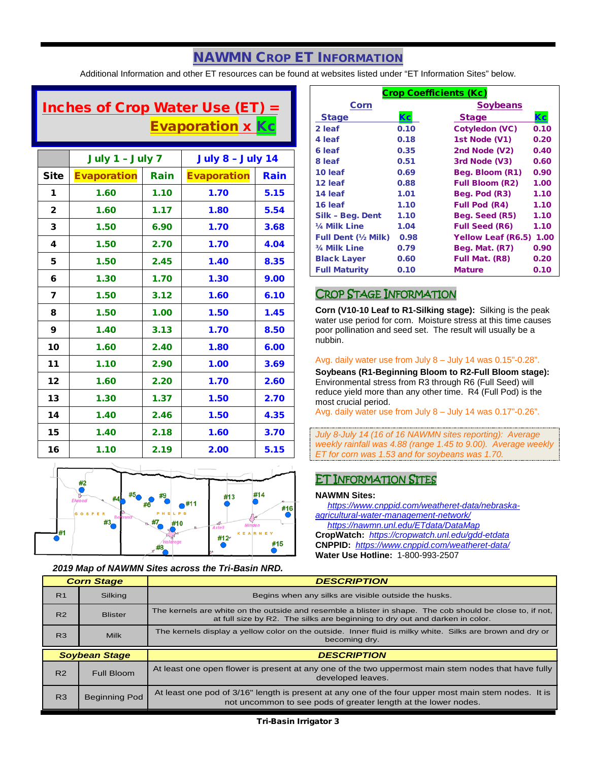# NAWMN Crop ET Information

Additional Information and other ET resources can be found at websites listed under "ET Information Sites" below.

## Inches of Crop Water Use (ET) = Evaporation x Kc

| | July 1 – July 7 | | July 8 – July 14 | |
|---|---|---|---|---|
| **Site** | **Evaporation** | **Rain** | **Evaporation** | **Rain** |
| 1 | 1.60 | 1.10 | 1.70 | 5.15 |
| 2 | 1.60 | 1.17 | 1.80 | 5.54 |
| 3 | 1.50 | 6.90 | 1.70 | 3.68 |
| 4 | 1.50 | 2.70 | 1.70 | 4.04 |
| 5 | 1.50 | 2.45 | 1.40 | 8.35 |
| 6 | 1.30 | 1.70 | 1.30 | 9.00 |
| 7 | 1.50 | 3.12 | 1.60 | 6.10 |
| 8 | 1.50 | 1.00 | 1.50 | 1.45 |
| 9 | 1.40 | 3.13 | 1.70 | 8.50 |
| 10 | 1.60 | 2.40 | 1.80 | 6.00 |
| 11 | 1.10 | 2.90 | 1.00 | 3.69 |
| 12 | 1.60 | 2.20 | 1.70 | 2.60 |
| 13 | 1.30 | 1.37 | 1.50 | 2.70 |
| 14 | 1.40 | 2.46 | 1.50 | 4.35 |
| 15 | 1.40 | 2.18 | 1.60 | 3.70 |
| 16 | 1.10 | 2.19 | 2.00 | 5.15 |

*2019 Map of NAWMN Sites across the Tri-Basin NRD.*

## Crop Coefficients (Kc)

| Corn Stage | Kc | Soybeans Stage | Kc |
|---|---|---|---|
| 2 leaf | 0.10 | Cotyledon (VC) | 0.10 |
| 4 leaf | 0.18 | 1st Node (V1) | 0.20 |
| 6 leaf | 0.35 | 2nd Node (V2) | 0.40 |
| 8 leaf | 0.51 | 3rd Node (V3) | 0.60 |
| 10 leaf | 0.69 | Beg. Bloom (R1) | 0.90 |
| 12 leaf | 0.88 | Full Bloom (R2) | 1.00 |
| 14 leaf | 1.01 | Beg. Pod (R3) | 1.10 |
| 16 leaf | 1.10 | Full Pod (R4) | 1.10 |
| Silk – Beg. Dent | 1.10 | Beg. Seed (R5) | 1.10 |
| ¼ Milk Line | 1.04 | Full Seed (R6) | 1.10 |
| Full Dent (½ Milk) | 0.98 | Yellow Leaf (R6.5) | 1.00 |
| ¾ Milk Line | 0.79 | Beg. Mat. (R7) | 0.90 |
| Black Layer | 0.60 | Full Mat. (R8) | 0.20 |
| Full Maturity | 0.10 | Mature | 0.10 |

## Crop Stage Information

**Corn (V10-10 Leaf to R1-Silking stage):** Silking is the peak water use period for corn. Moisture stress at this time causes poor pollination and seed set. The result will usually be a nubbin.

Avg. daily water use from July 8 – July 14 was 0.15"-0.28".

**Soybeans (R1-Beginning Bloom to R2-Full Bloom stage):** Environmental stress from R3 through R6 (Full Seed) will reduce yield more than any other time. R4 (Full Pod) is the most crucial period.

Avg. daily water use from July 8 – July 14 was 0.17"-0.26".

*July 8-July 14 (16 of 16 NAWMN sites reporting): Average weekly rainfall was 4.88 (range 1.45 to 9.00). Average weekly ET for corn was 1.53 and for soybeans was 1.70.*

## ET Information Sites

**NAWMN Sites:**

https://www.cnppid.com/weatheret-data/nebraska-agricultural-water-management-network/

https://nawmn.unl.edu/ETdata/DataMap

**CropWatch:** https://cropwatch.unl.edu/gdd-etdata

**CNPPID:** https://www.cnppid.com/weatheret-data/

**Water Use Hotline:** 1-800-993-2507

| Corn Stage | | DESCRIPTION |
|---|---|---|
| R1 | Silking | Begins when any silks are visible outside the husks. |
| R2 | Blister | The kernels are white on the outside and resemble a blister in shape. The cob should be close to, if not, at full size by R2. The silks are beginning to dry out and darken in color. |
| R3 | Milk | The kernels display a yellow color on the outside. Inner fluid is milky white. Silks are brown and dry or becoming dry. |

| Soybean Stage | | DESCRIPTION |
|---|---|---|
| R2 | Full Bloom | At least one open flower is present at any one of the two uppermost main stem nodes that have fully developed leaves. |
| R3 | Beginning Pod | At least one pod of 3/16" length is present at any one of the four upper most main stem nodes. It is not uncommon to see pods of greater length at the lower nodes. |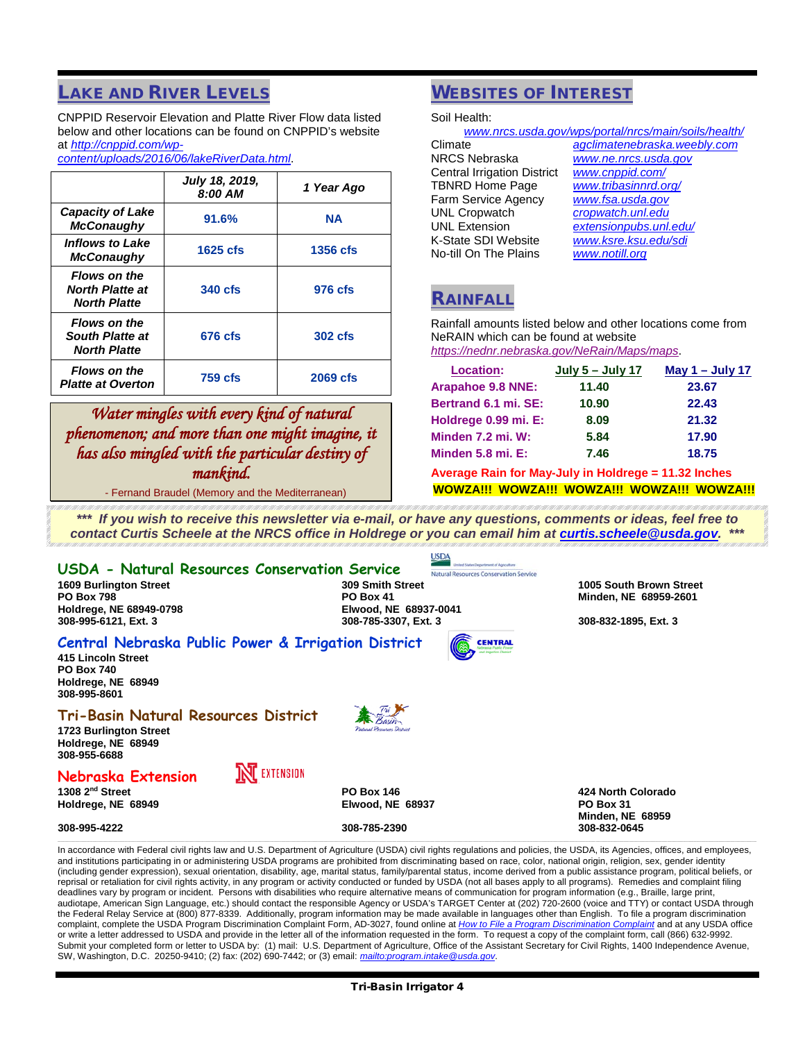## Lake and River Levels

CNPPID Reservoir Elevation and Platte River Flow data listed below and other locations can be found on CNPPID's website at *http://cnppid.com/wp-content/uploads/2016/06/lakeRiverData.html*.

| | July 18, 2019, 8:00 AM | 1 Year Ago |
|---|---|---|
| **Capacity of Lake McConaughy** | **91.6%** | **NA** |
| **Inflows to Lake McConaughy** | **1625 cfs** | **1356 cfs** |
| **Flows on the North Platte at North Platte** | **340 cfs** | **976 cfs** |
| **Flows on the South Platte at North Platte** | **676 cfs** | **302 cfs** |
| **Flows on the Platte at Overton** | **759 cfs** | **2069 cfs** |

*Water mingles with every kind of natural phenomenon; and more than one might imagine, it has also mingled with the particular destiny of mankind.*

- Fernand Braudel (Memory and the Mediterranean)

## Websites of Interest

Soil Health: *www.nrcs.usda.gov/wps/portal/nrcs/main/soils/health/*

| | |
|---|---|
| Climate | *agclimatenebraska.weebly.com* |
| NRCS Nebraska | *www.ne.nrcs.usda.gov* |
| Central Irrigation District | *www.cnppid.com/* |
| TBNRD Home Page | *www.tribasinnrd.org/* |
| Farm Service Agency | *www.fsa.usda.gov* |
| UNL Cropwatch | *cropwatch.unl.edu* |
| UNL Extension | *extensionpubs.unl.edu/* |
| K-State SDI Website | *www.ksre.ksu.edu/sdi* |
| No-till On The Plains | *www.notill.org* |

## Rainfall

Rainfall amounts listed below and other locations come from NeRAIN which can be found at website *https://nednr.nebraska.gov/NeRain/Maps/maps*.

| Location: | July 5 – July 17 | May 1 – July 17 |
|---|---|---|
| **Arapahoe 9.8 NNE:** | **11.40** | **23.67** |
| **Bertrand 6.1 mi. SE:** | **10.90** | **22.43** |
| **Holdrege 0.99 mi. E:** | **8.09** | **21.32** |
| **Minden 7.2 mi. W:** | **5.84** | **17.90** |
| **Minden 5.8 mi. E:** | **7.46** | **18.75** |

**Average Rain for May-July in Holdrege = 11.32 Inches**

**WOWZA!!! WOWZA!!! WOWZA!!! WOWZA!!! WOWZA!!!**

***\*\*\* If you wish to receive this newsletter via e-mail, or have any questions, comments or ideas, feel free to contact Curtis Scheele at the NRCS office in Holdrege or you can email him at curtis.scheele@usda.gov. \*\*\****

## USDA - Natural Resources Conservation Service

**1609 Burlington Street**
**PO Box 798**
**Holdrege, NE 68949-0798**
**308-995-6121, Ext. 3**

**309 Smith Street**
**PO Box 41**
**Elwood, NE 68937-0041**
**308-785-3307, Ext. 3**

**1005 South Brown Street**
**Minden, NE 68959-2601**
**308-832-1895, Ext. 3**

## Central Nebraska Public Power & Irrigation District

**415 Lincoln Street**
**PO Box 740**
**Holdrege, NE 68949**
**308-995-8601**

## Tri-Basin Natural Resources District

**1723 Burlington Street**
**Holdrege, NE 68949**
**308-955-6688**

## Nebraska Extension

**1308 2nd Street**
**Holdrege, NE 68949**
**308-995-4222**

**PO Box 146**
**Elwood, NE 68937**
**308-785-2390**

**424 North Colorado**
**PO Box 31**
**Minden, NE 68959**
**308-832-0645**

In accordance with Federal civil rights law and U.S. Department of Agriculture (USDA) civil rights regulations and policies, the USDA, its Agencies, offices, and employees, and institutions participating in or administering USDA programs are prohibited from discriminating based on race, color, national origin, religion, sex, gender identity (including gender expression), sexual orientation, disability, age, marital status, family/parental status, income derived from a public assistance program, political beliefs, or reprisal or retaliation for prior civil rights activity, in any program or activity conducted or funded by USDA (not all bases apply to all programs). Remedies and complaint filing deadlines vary by program or incident. Persons with disabilities who require alternative means of communication for program information (e.g., Braille, large print, audiotape, American Sign Language, etc.) should contact the responsible Agency or USDA's TARGET Center at (202) 720-2600 (voice and TTY) or contact USDA through the Federal Relay Service at (800) 877-8339. Additionally, program information may be made available in languages other than English. To file a program discrimination complaint, complete the USDA Program Discrimination Complaint Form, AD-3027, found online at *How to File a Program Discrimination Complaint* and at any USDA office or write a letter addressed to USDA and provide in the letter all of the information requested in the form. To request a copy of the complaint form, call (866) 632-9992. Submit your completed form or letter to USDA by: (1) mail: U.S. Department of Agriculture, Office of the Assistant Secretary for Civil Rights, 1400 Independence Avenue, SW, Washington, D.C. 20250-9410; (2) fax: (202) 690-7442; or (3) email: *mailto:program.intake@usda.gov*.